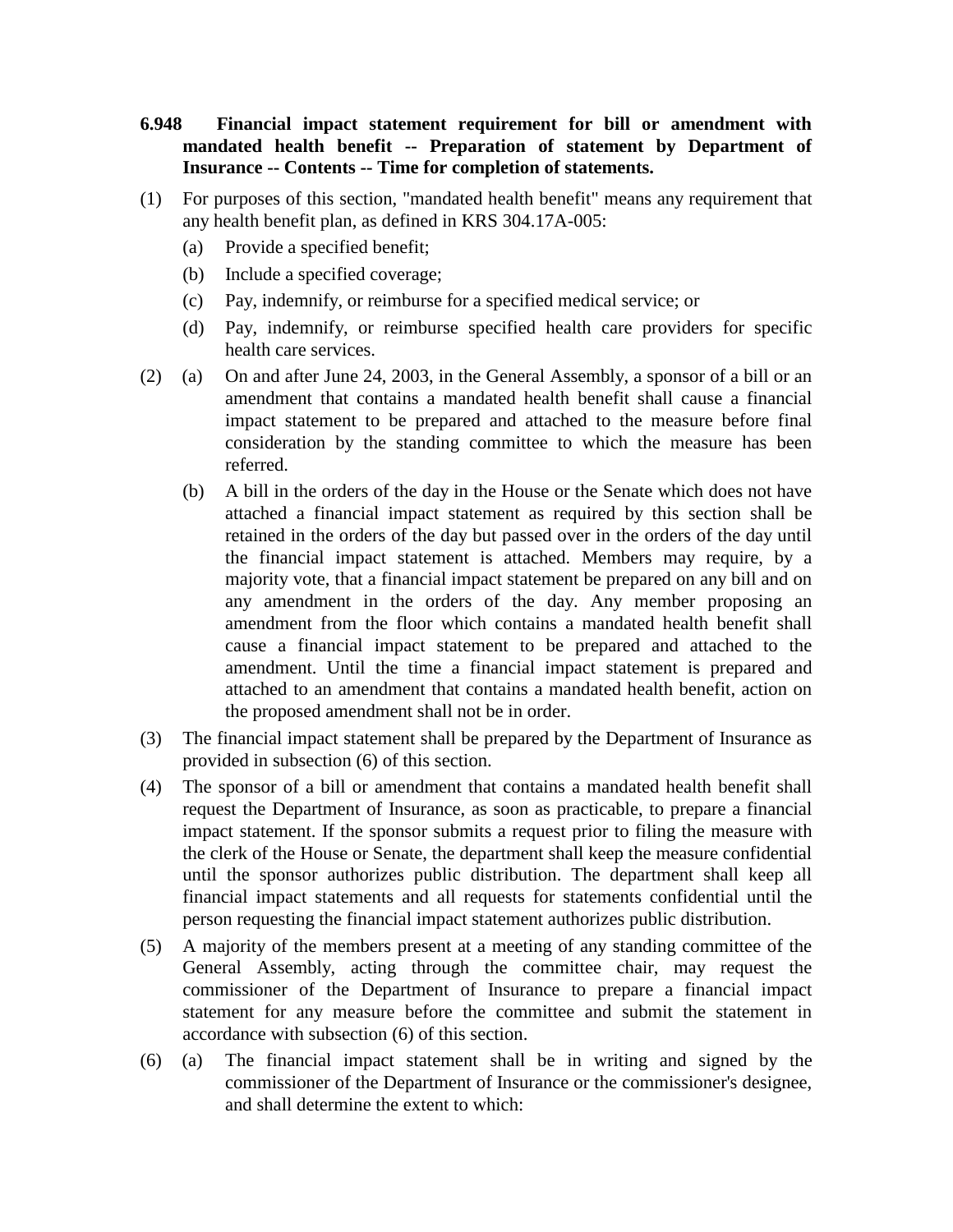**6.948 Financial impact statement requirement for bill or amendment with mandated health benefit -- Preparation of statement by Department of Insurance -- Contents -- Time for completion of statements.**

(1) For purposes of this section, "mandated health benefit" means any requirement that any health benefit plan, as defined in KRS 304.17A-005:

  (a) Provide a specified benefit;

  (b) Include a specified coverage;

  (c) Pay, indemnify, or reimburse for a specified medical service; or

  (d) Pay, indemnify, or reimburse specified health care providers for specific health care services.

(2) (a) On and after June 24, 2003, in the General Assembly, a sponsor of a bill or an amendment that contains a mandated health benefit shall cause a financial impact statement to be prepared and attached to the measure before final consideration by the standing committee to which the measure has been referred.

  (b) A bill in the orders of the day in the House or the Senate which does not have attached a financial impact statement as required by this section shall be retained in the orders of the day but passed over in the orders of the day until the financial impact statement is attached. Members may require, by a majority vote, that a financial impact statement be prepared on any bill and on any amendment in the orders of the day. Any member proposing an amendment from the floor which contains a mandated health benefit shall cause a financial impact statement to be prepared and attached to the amendment. Until the time a financial impact statement is prepared and attached to an amendment that contains a mandated health benefit, action on the proposed amendment shall not be in order.

(3) The financial impact statement shall be prepared by the Department of Insurance as provided in subsection (6) of this section.

(4) The sponsor of a bill or amendment that contains a mandated health benefit shall request the Department of Insurance, as soon as practicable, to prepare a financial impact statement. If the sponsor submits a request prior to filing the measure with the clerk of the House or Senate, the department shall keep the measure confidential until the sponsor authorizes public distribution. The department shall keep all financial impact statements and all requests for statements confidential until the person requesting the financial impact statement authorizes public distribution.

(5) A majority of the members present at a meeting of any standing committee of the General Assembly, acting through the committee chair, may request the commissioner of the Department of Insurance to prepare a financial impact statement for any measure before the committee and submit the statement in accordance with subsection (6) of this section.

(6) (a) The financial impact statement shall be in writing and signed by the commissioner of the Department of Insurance or the commissioner's designee, and shall determine the extent to which: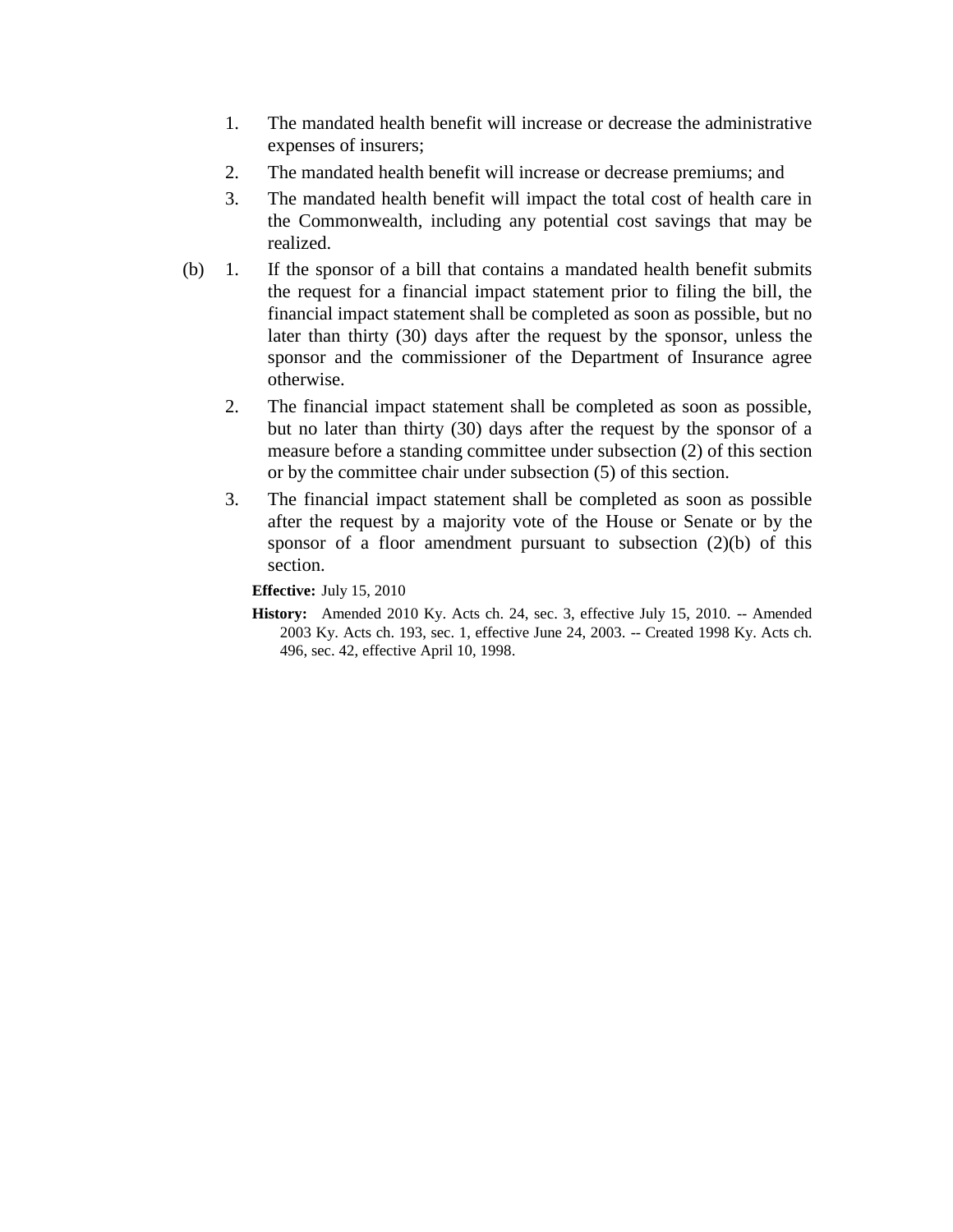1. The mandated health benefit will increase or decrease the administrative expenses of insurers;
2. The mandated health benefit will increase or decrease premiums; and
3. The mandated health benefit will impact the total cost of health care in the Commonwealth, including any potential cost savings that may be realized.

(b) 1. If the sponsor of a bill that contains a mandated health benefit submits the request for a financial impact statement prior to filing the bill, the financial impact statement shall be completed as soon as possible, but no later than thirty (30) days after the request by the sponsor, unless the sponsor and the commissioner of the Department of Insurance agree otherwise.

2. The financial impact statement shall be completed as soon as possible, but no later than thirty (30) days after the request by the sponsor of a measure before a standing committee under subsection (2) of this section or by the committee chair under subsection (5) of this section.

3. The financial impact statement shall be completed as soon as possible after the request by a majority vote of the House or Senate or by the sponsor of a floor amendment pursuant to subsection (2)(b) of this section.

**Effective:** July 15, 2010

**History:** Amended 2010 Ky. Acts ch. 24, sec. 3, effective July 15, 2010. -- Amended 2003 Ky. Acts ch. 193, sec. 1, effective June 24, 2003. -- Created 1998 Ky. Acts ch. 496, sec. 42, effective April 10, 1998.